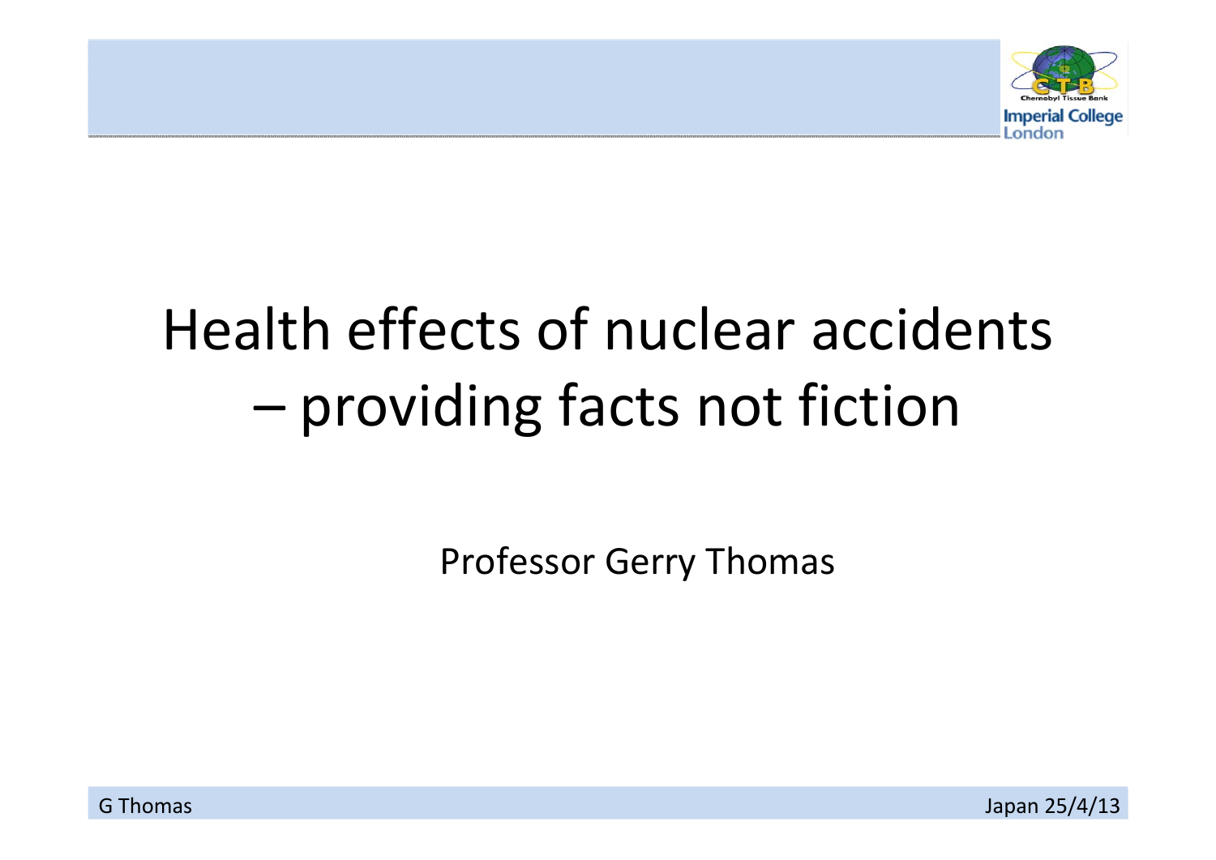# Health effects of nuclear accidents – providing facts not fiction

Professor Gerry Thomas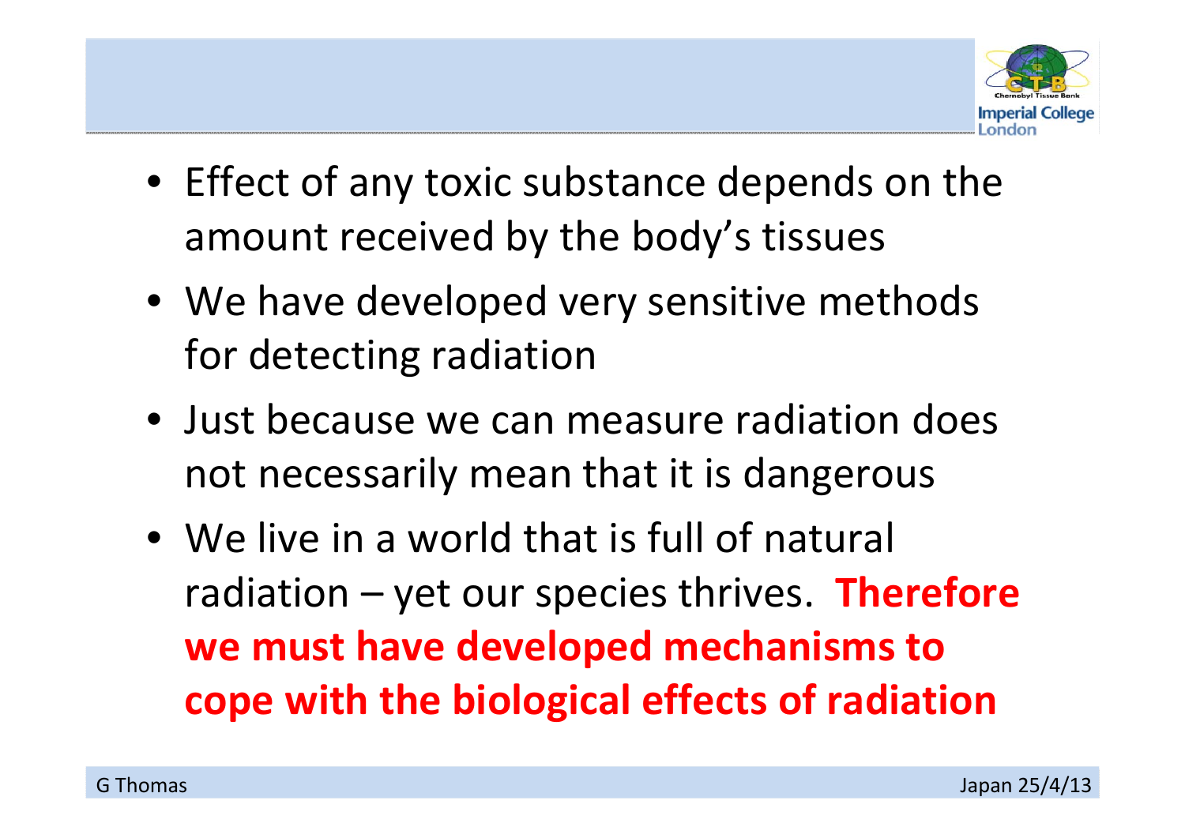- Effect of any toxic substance depends on the amount received by the body's tissues
- We have developed very sensitive methods for detecting radiation
- Just because we can measure radiation does not necessarily mean that it is dangerous
- We live in a world that is full of natural radiation – yet our species thrives. **Therefore we must have developed mechanisms to cope with the biological effects of radiation**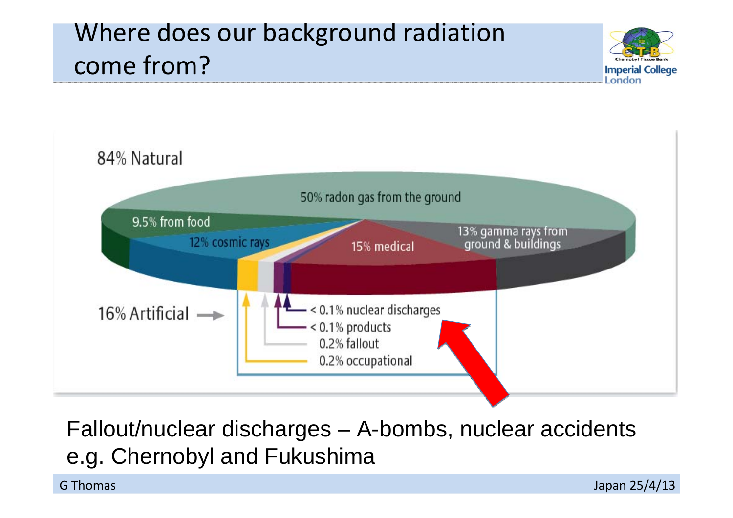# Where does our background radiation come from?

84% Natural

- 50% radon gas from the ground
- 9.5% from food
- 12% cosmic rays
- 13% gamma rays from ground & buildings

16% Artificial

- 15% medical
- < 0.1% nuclear discharges
- < 0.1% products
- 0.2% fallout
- 0.2% occupational

Fallout/nuclear discharges – A-bombs, nuclear accidents e.g. Chernobyl and Fukushima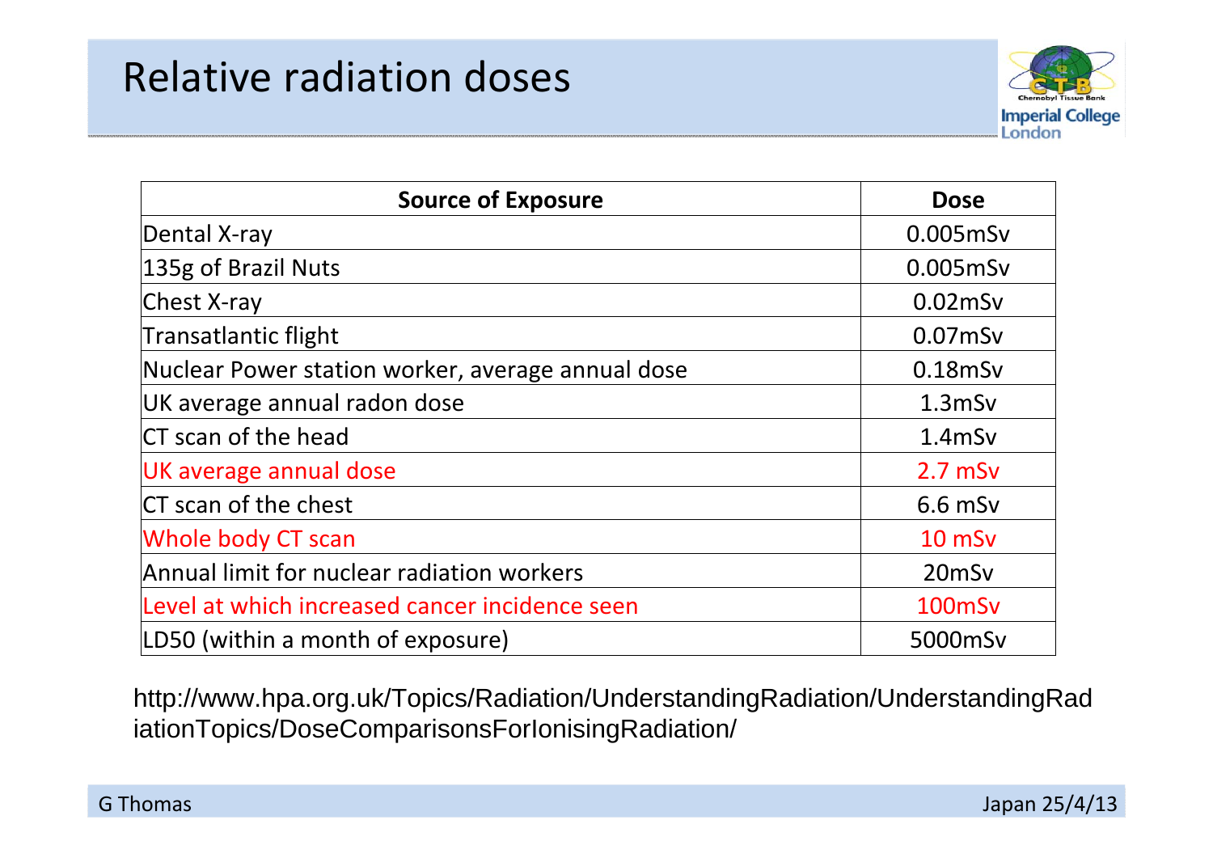# Relative radiation doses

| Source of Exposure | Dose |
|---|---|
| Dental X-ray | 0.005mSv |
| 135g of Brazil Nuts | 0.005mSv |
| Chest X-ray | 0.02mSv |
| Transatlantic flight | 0.07mSv |
| Nuclear Power station worker, average annual dose | 0.18mSv |
| UK average annual radon dose | 1.3mSv |
| CT scan of the head | 1.4mSv |
| UK average annual dose | 2.7 mSv |
| CT scan of the chest | 6.6 mSv |
| Whole body CT scan | 10 mSv |
| Annual limit for nuclear radiation workers | 20mSv |
| Level at which increased cancer incidence seen | 100mSv |
| LD50 (within a month of exposure) | 5000mSv |

http://www.hpa.org.uk/Topics/Radiation/UnderstandingRadiation/UnderstandingRadiationTopics/DoseComparisonsForIonisingRadiation/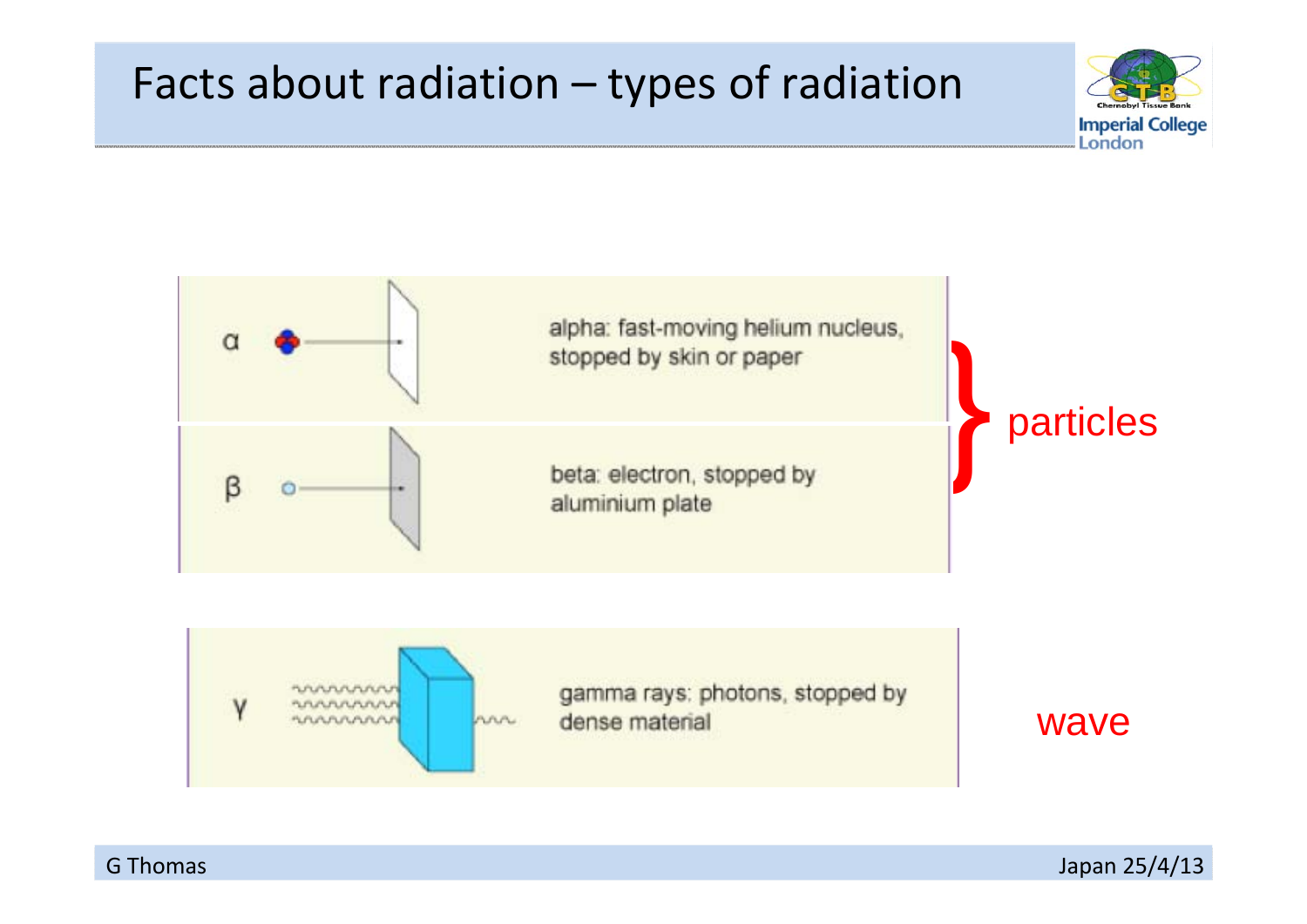# Facts about radiation – types of radiation

α — alpha: fast-moving helium nucleus, stopped by skin or paper

β — beta: electron, stopped by aluminium plate

} particles

γ — gamma rays: photons, stopped by dense material

wave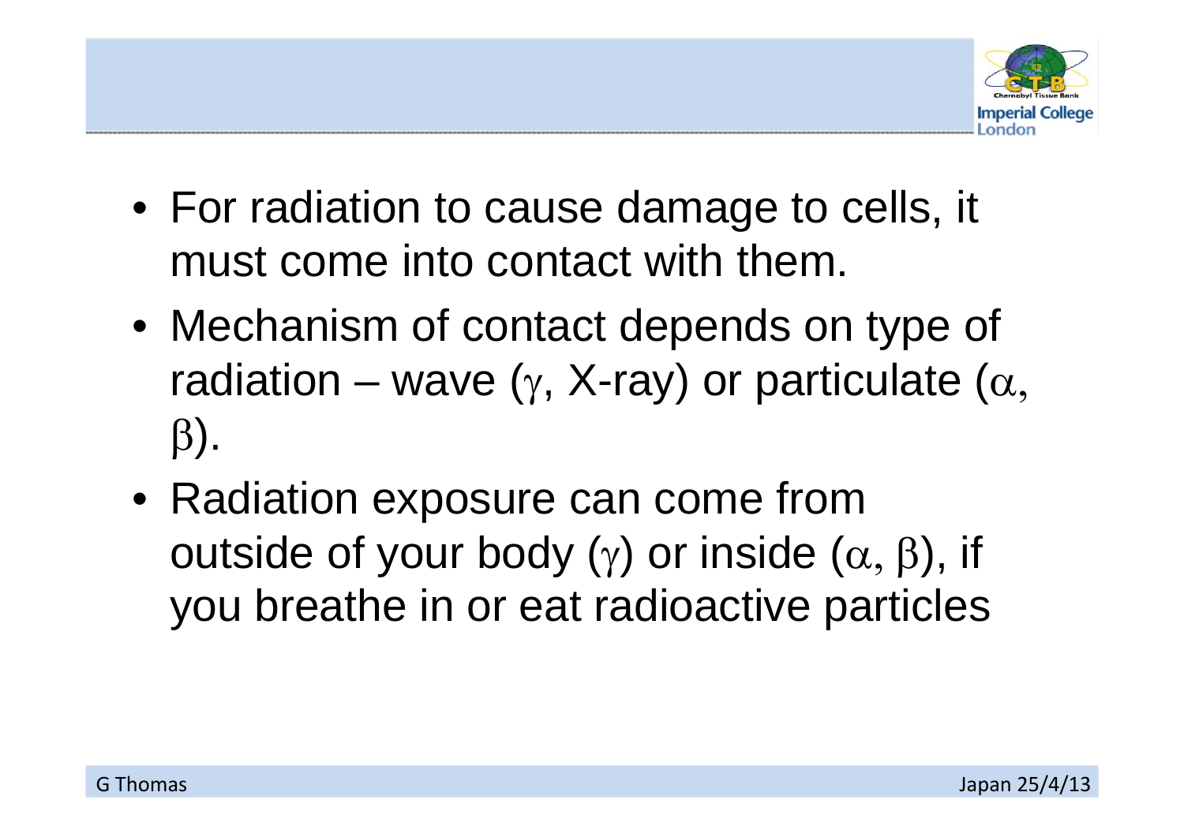- For radiation to cause damage to cells, it must come into contact with them.
- Mechanism of contact depends on type of radiation – wave ($\gamma$, X-ray) or particulate ($\alpha$, $\beta$).
- Radiation exposure can come from outside of your body ($\gamma$) or inside ($\alpha$, $\beta$), if you breathe in or eat radioactive particles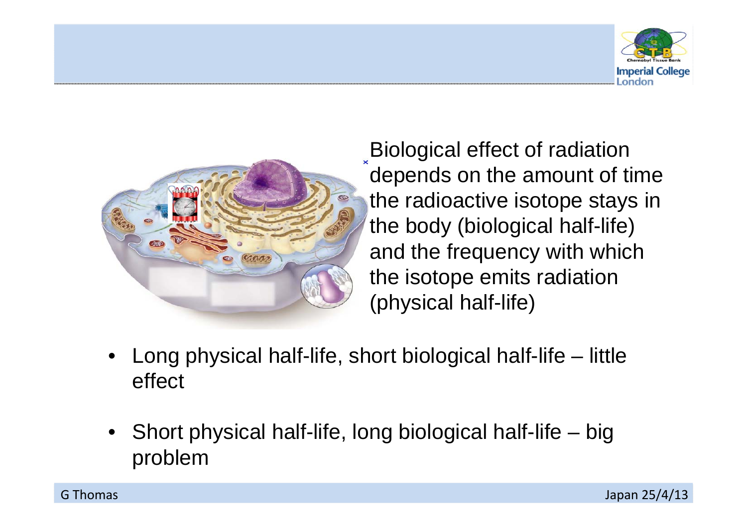Biological effect of radiation depends on the amount of time the radioactive isotope stays in the body (biological half-life) and the frequency with which the isotope emits radiation (physical half-life)

- Long physical half-life, short biological half-life – little effect
- Short physical half-life, long biological half-life – big problem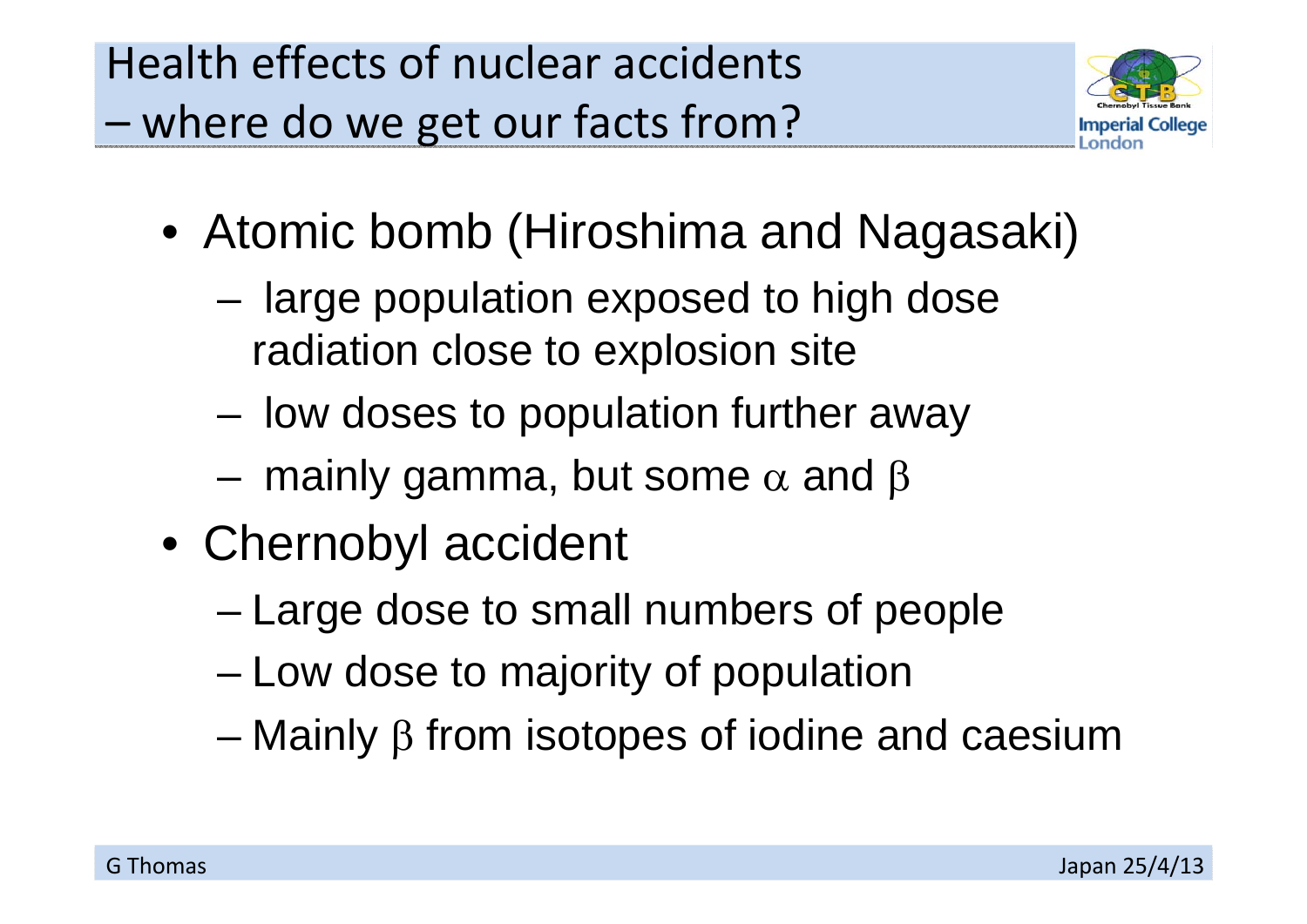# Health effects of nuclear accidents – where do we get our facts from?

- Atomic bomb (Hiroshima and Nagasaki)
  - large population exposed to high dose radiation close to explosion site
  - low doses to population further away
  - mainly gamma, but some $\alpha$ and $\beta$
- Chernobyl accident
  - Large dose to small numbers of people
  - Low dose to majority of population
  - Mainly $\beta$ from isotopes of iodine and caesium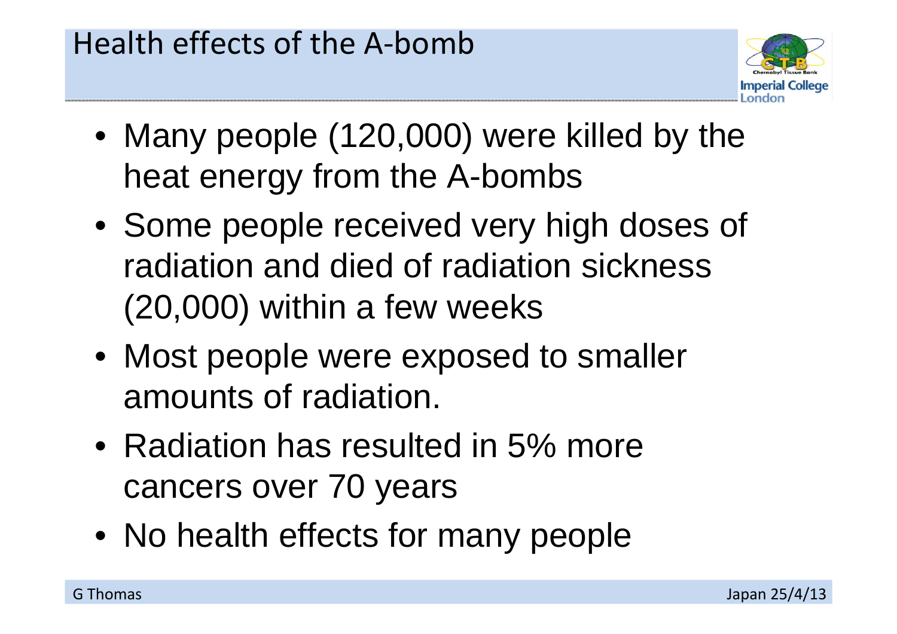# Health effects of the A-bomb

- Many people (120,000) were killed by the heat energy from the A-bombs
- Some people received very high doses of radiation and died of radiation sickness (20,000) within a few weeks
- Most people were exposed to smaller amounts of radiation.
- Radiation has resulted in 5% more cancers over 70 years
- No health effects for many people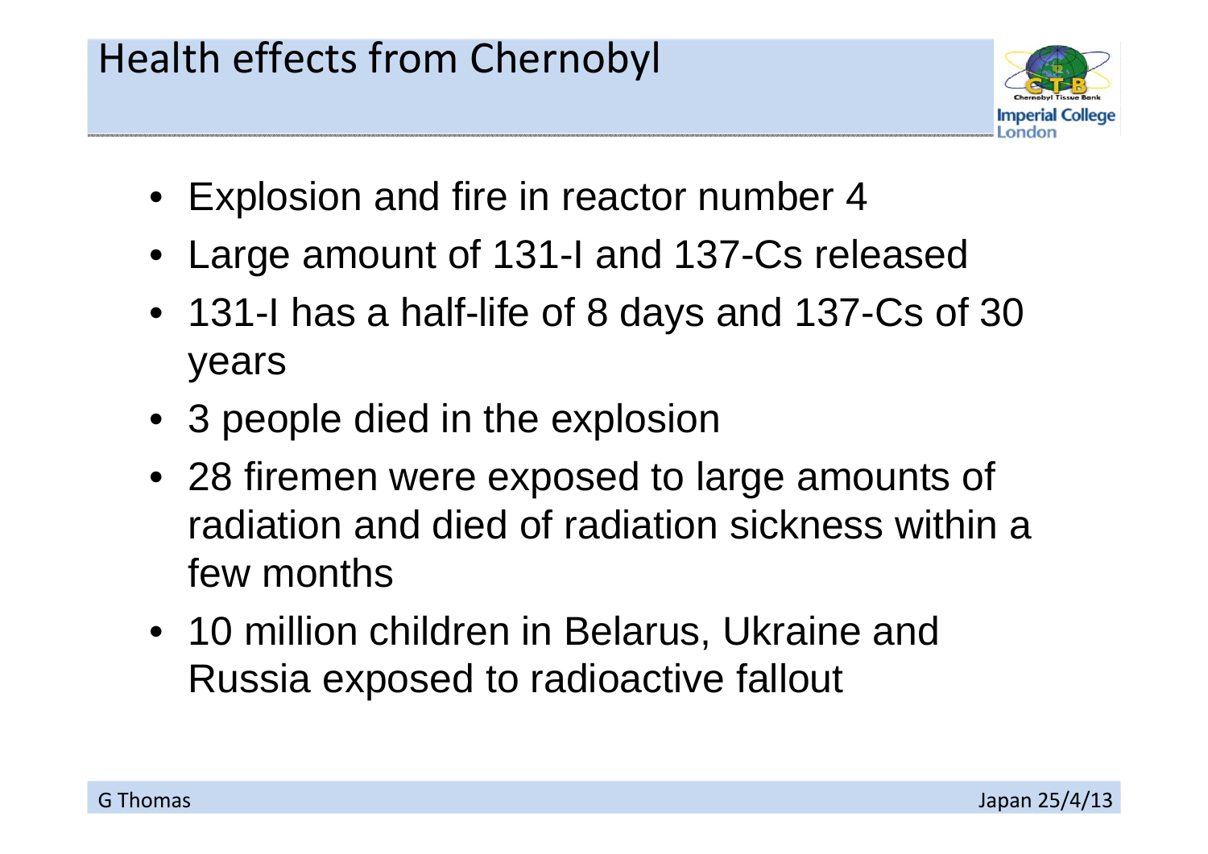# Health effects from Chernobyl

- Explosion and fire in reactor number 4
- Large amount of 131-I and 137-Cs released
- 131-I has a half-life of 8 days and 137-Cs of 30 years
- 3 people died in the explosion
- 28 firemen were exposed to large amounts of radiation and died of radiation sickness within a few months
- 10 million children in Belarus, Ukraine and Russia exposed to radioactive fallout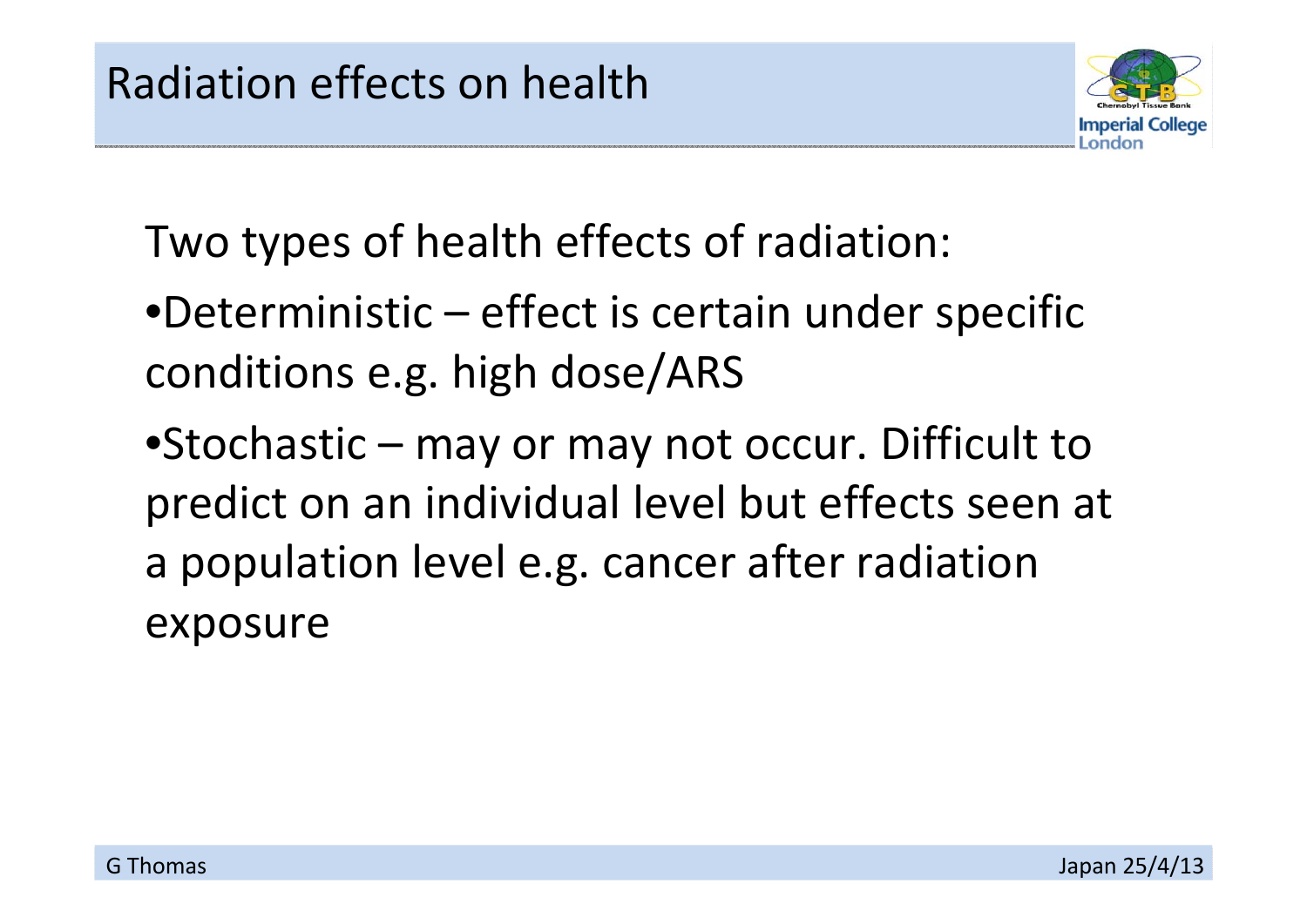# Radiation effects on health

Two types of health effects of radiation:

- Deterministic – effect is certain under specific conditions e.g. high dose/ARS
- Stochastic – may or may not occur. Difficult to predict on an individual level but effects seen at a population level e.g. cancer after radiation exposure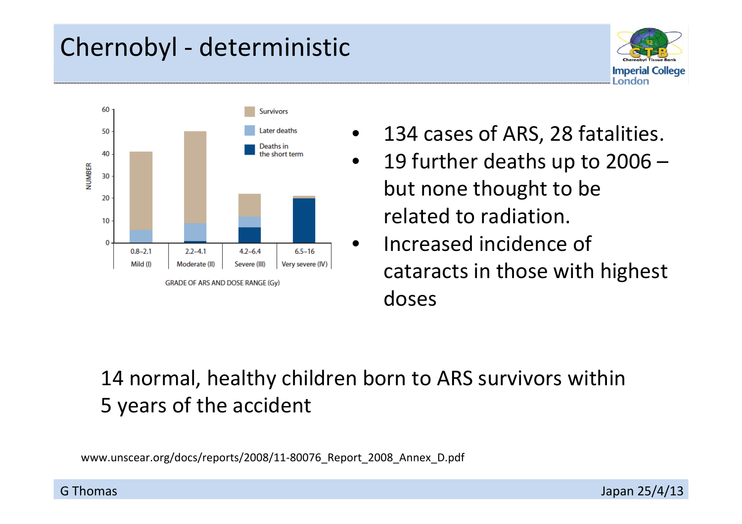# Chernobyl - deterministic

- 134 cases of ARS, 28 fatalities.
- 19 further deaths up to 2006 – but none thought to be related to radiation.
- Increased incidence of cataracts in those with highest doses

14 normal, healthy children born to ARS survivors within 5 years of the accident

www.unscear.org/docs/reports/2008/11-80076_Report_2008_Annex_D.pdf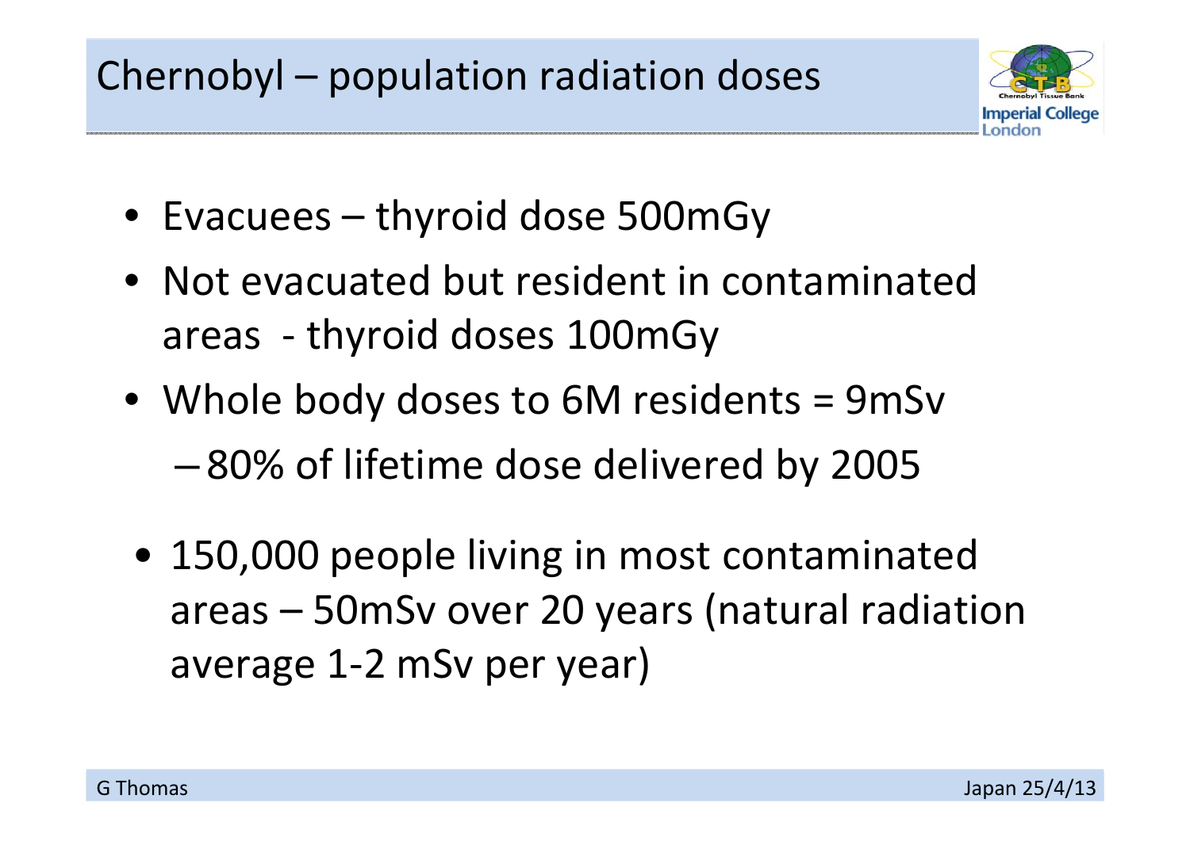# Chernobyl – population radiation doses

- Evacuees – thyroid dose 500mGy
- Not evacuated but resident in contaminated areas - thyroid doses 100mGy
- Whole body doses to 6M residents = 9mSv
  - 80% of lifetime dose delivered by 2005
- 150,000 people living in most contaminated areas – 50mSv over 20 years (natural radiation average 1-2 mSv per year)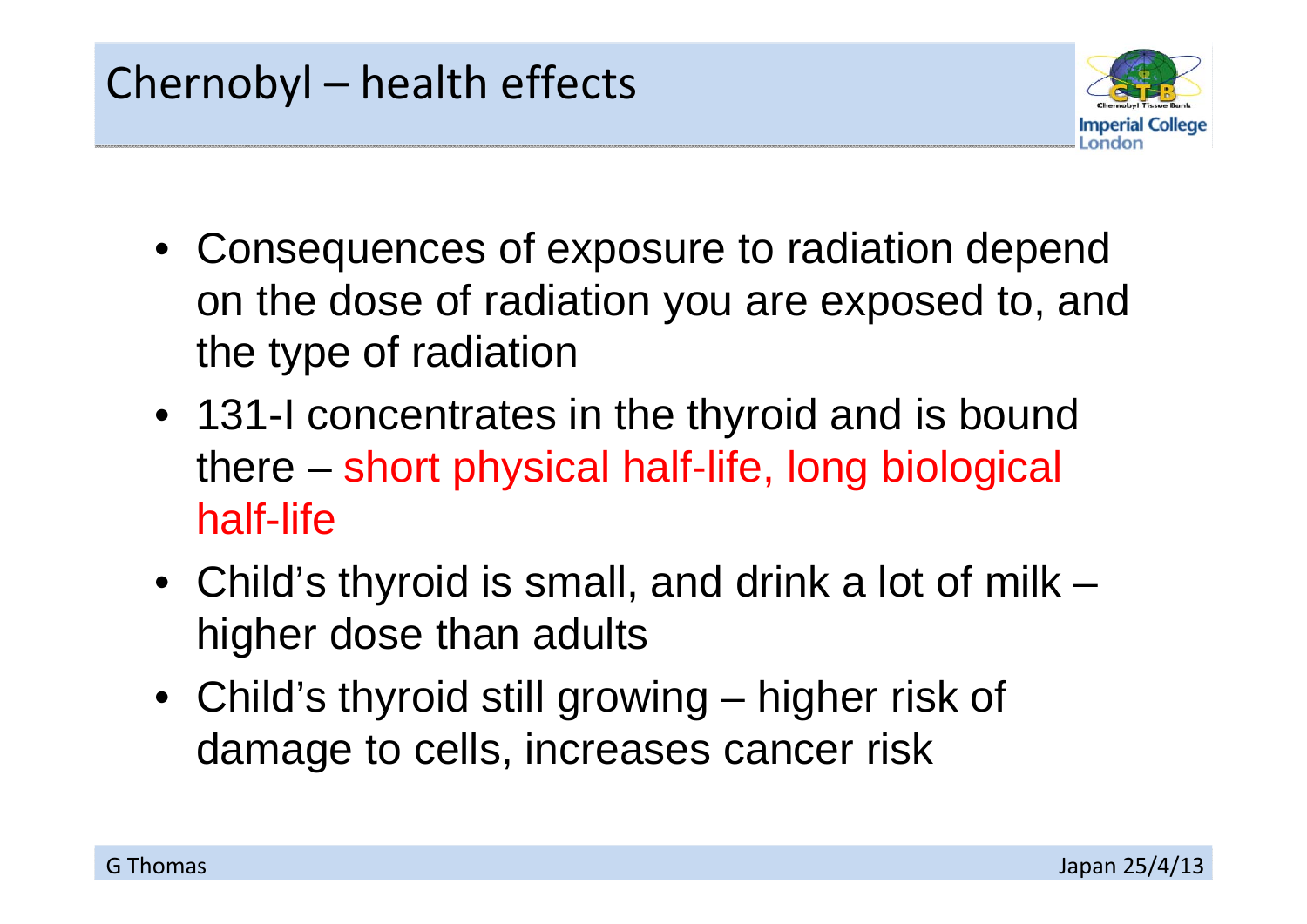# Chernobyl – health effects

- Consequences of exposure to radiation depend on the dose of radiation you are exposed to, and the type of radiation
- 131-I concentrates in the thyroid and is bound there – short physical half-life, long biological half-life
- Child's thyroid is small, and drink a lot of milk – higher dose than adults
- Child's thyroid still growing – higher risk of damage to cells, increases cancer risk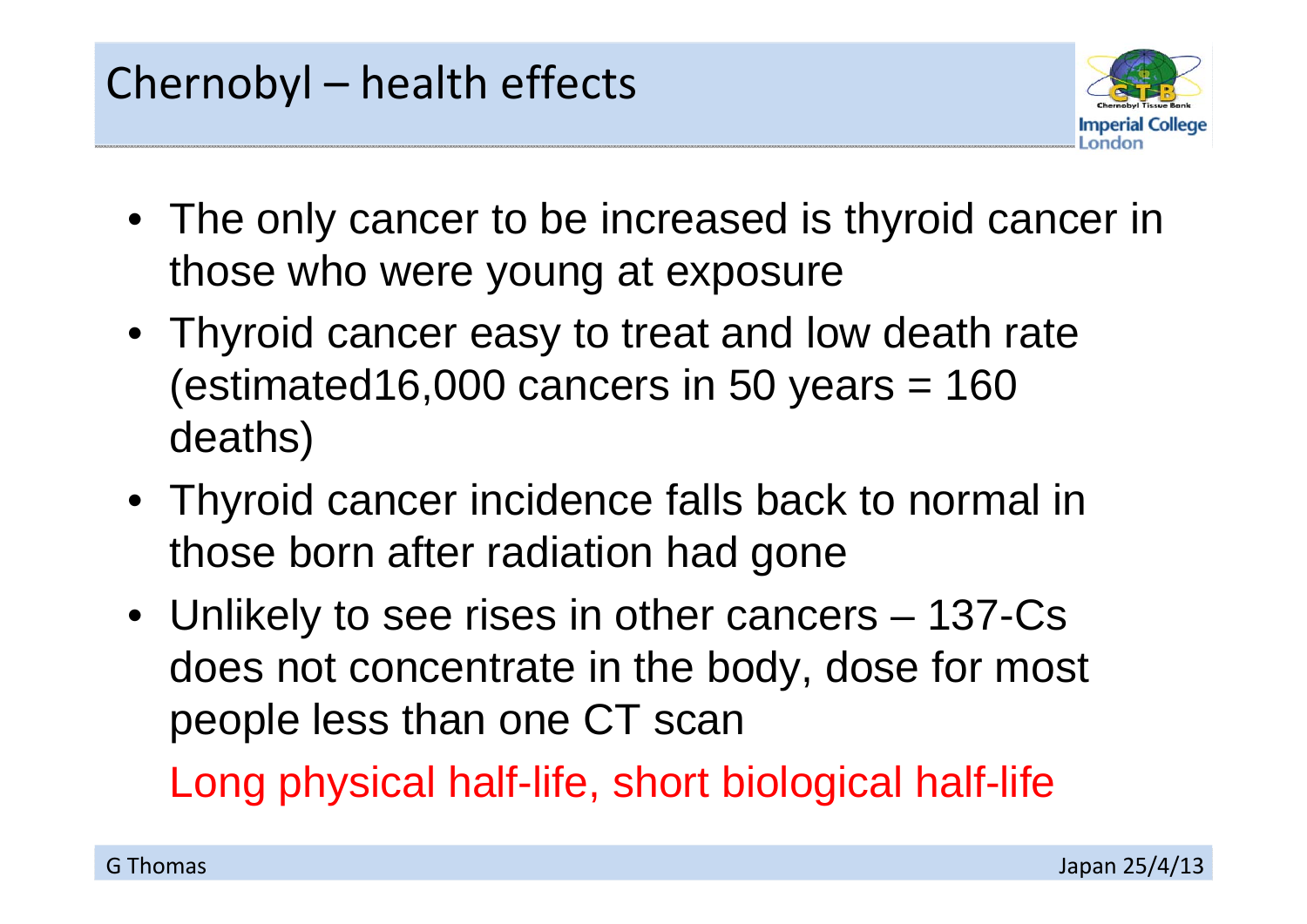# Chernobyl – health effects

- The only cancer to be increased is thyroid cancer in those who were young at exposure
- Thyroid cancer easy to treat and low death rate (estimated16,000 cancers in 50 years = 160 deaths)
- Thyroid cancer incidence falls back to normal in those born after radiation had gone
- Unlikely to see rises in other cancers – 137-Cs does not concentrate in the body, dose for most people less than one CT scan

  Long physical half-life, short biological half-life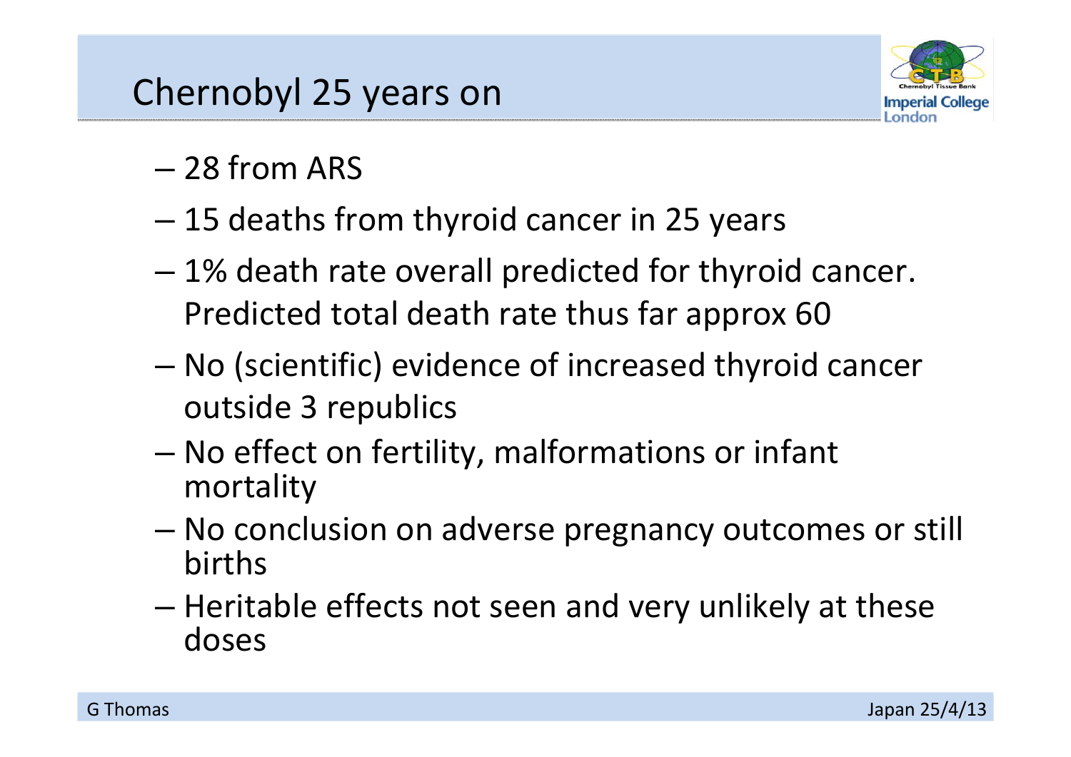# Chernobyl 25 years on

- 28 from ARS
- 15 deaths from thyroid cancer in 25 years
- 1% death rate overall predicted for thyroid cancer. Predicted total death rate thus far approx 60
- No (scientific) evidence of increased thyroid cancer outside 3 republics
- No effect on fertility, malformations or infant mortality
- No conclusion on adverse pregnancy outcomes or still births
- Heritable effects not seen and very unlikely at these doses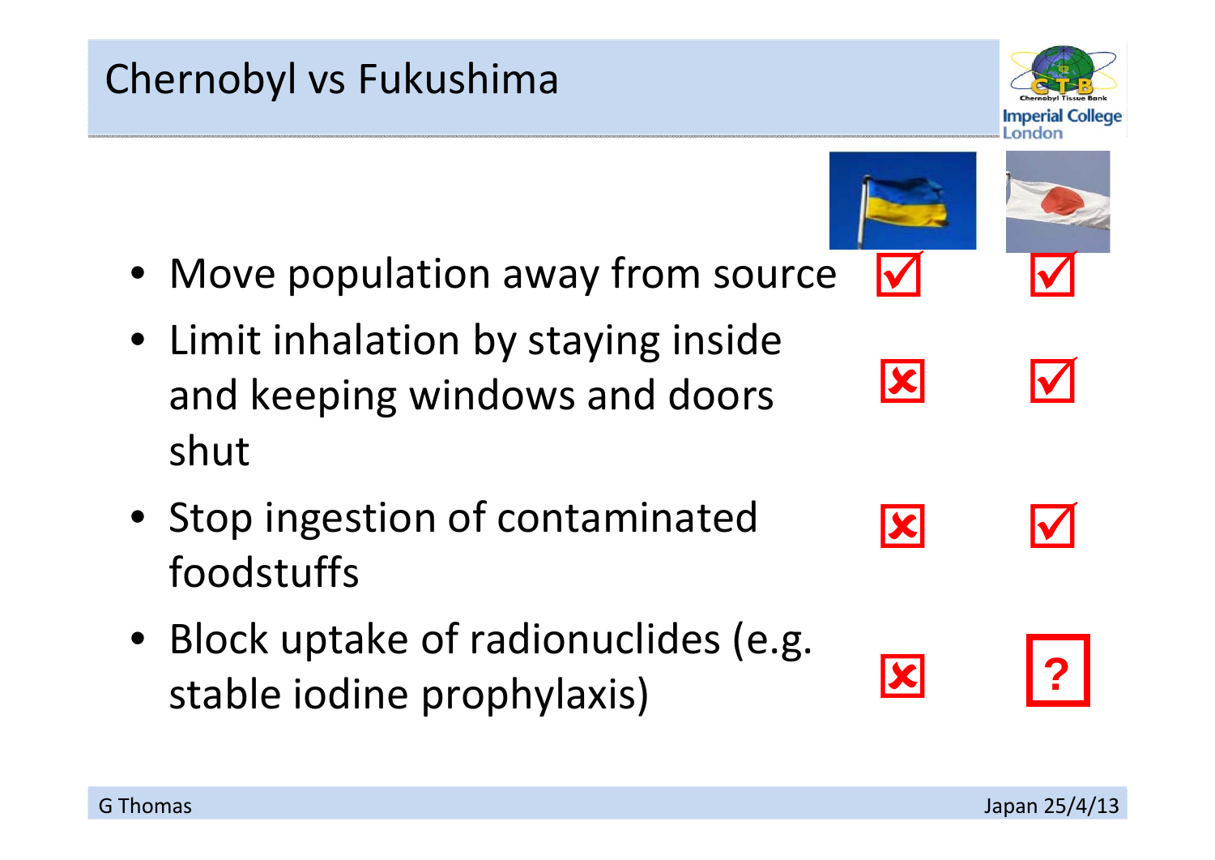# Chernobyl vs Fukushima

| | Chernobyl (Ukraine) | Fukushima (Japan) |
|---|---|---|
| Move population away from source | ☑ | ☑ |
| Limit inhalation by staying inside and keeping windows and doors shut | ☒ | ☑ |
| Stop ingestion of contaminated foodstuffs | ☒ | ☑ |
| Block uptake of radionuclides (e.g. stable iodine prophylaxis) | ☒ | ? |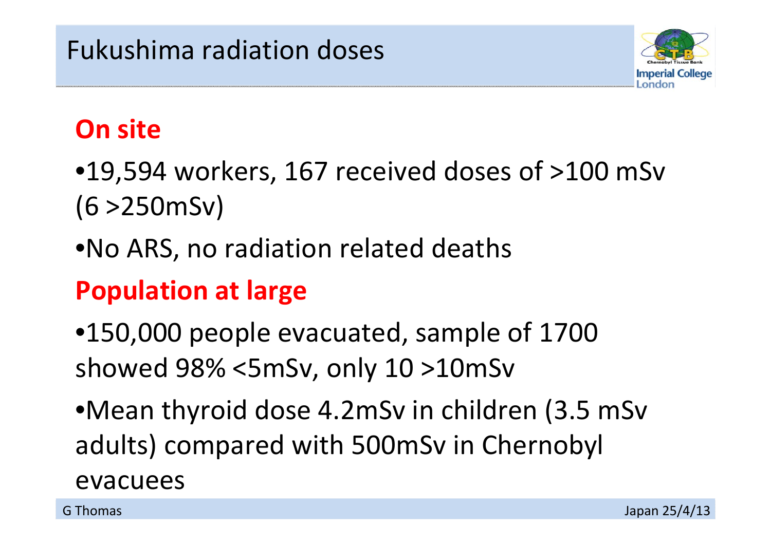# Fukushima radiation doses

## On site

- 19,594 workers, 167 received doses of >100 mSv (6 >250mSv)
- No ARS, no radiation related deaths

## Population at large

- 150,000 people evacuated, sample of 1700 showed 98% <5mSv, only 10 >10mSv
- Mean thyroid dose 4.2mSv in children (3.5 mSv adults) compared with 500mSv in Chernobyl evacuees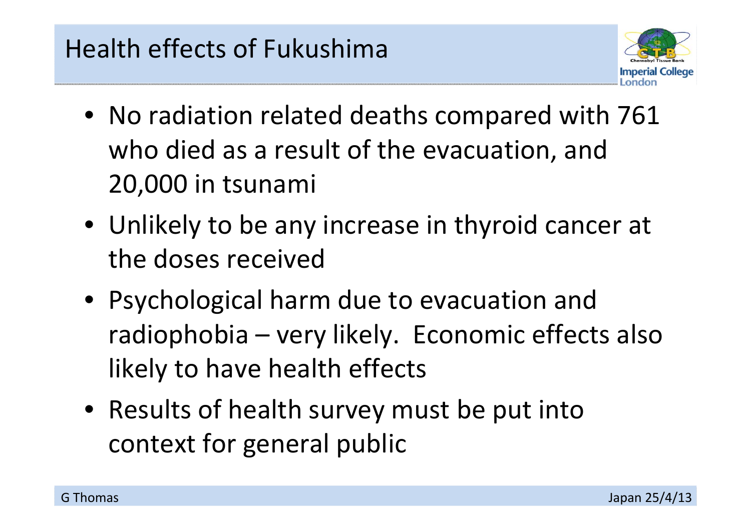# Health effects of Fukushima

- No radiation related deaths compared with 761 who died as a result of the evacuation, and 20,000 in tsunami
- Unlikely to be any increase in thyroid cancer at the doses received
- Psychological harm due to evacuation and radiophobia – very likely. Economic effects also likely to have health effects
- Results of health survey must be put into context for general public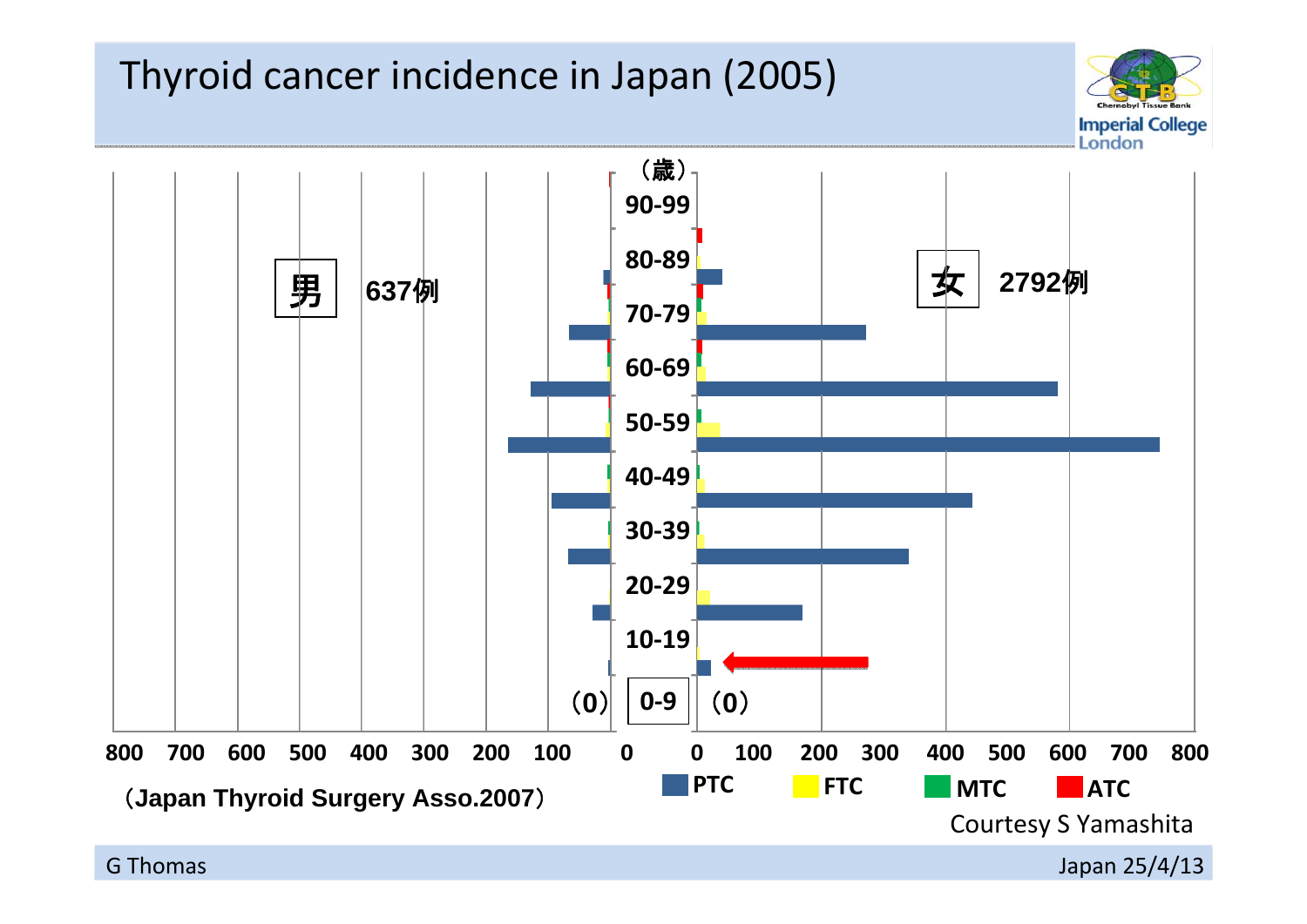# Thyroid cancer incidence in Japan (2005)

（歳）

男 637例

女 2792例

90-99

80-89

70-79

60-69

50-59

40-49

30-39

20-29

10-19

（0） 0-9 （0）

800 700 600 500 400 300 200 100 0 0 100 200 300 400 500 600 700 800

PTC FTC MTC ATC

（Japan Thyroid Surgery Asso.2007）

Courtesy S Yamashita

G Thomas

Japan 25/4/13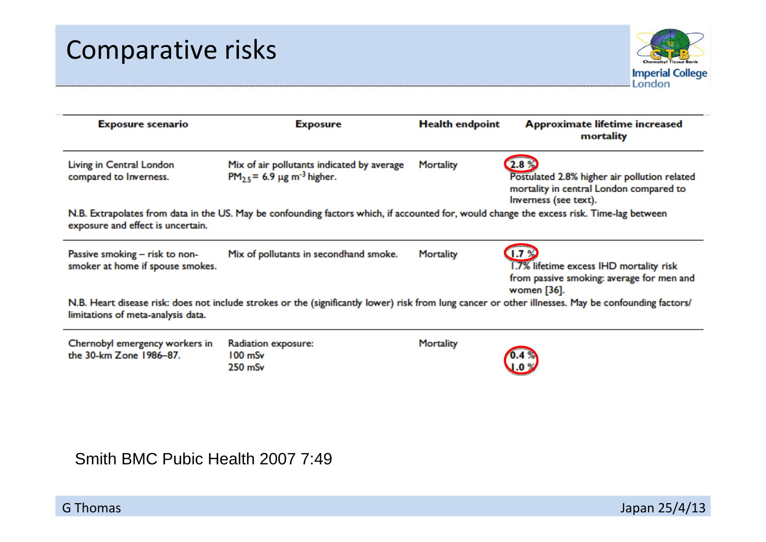# Comparative risks

| Exposure scenario | Exposure | Health endpoint | Approximate lifetime increased mortality |
|---|---|---|---|
| Living in Central London compared to Inverness. | Mix of air pollutants indicated by average $PM_{2.5}$ = 6.9 µg $m^{-3}$ higher. | Mortality | 2.8 %<br>Postulated 2.8% higher air pollution related mortality in central London compared to Inverness (see text). |
| N.B. Extrapolates from data in the US. May be confounding factors which, if accounted for, would change the excess risk. Time-lag between exposure and effect is uncertain. | | | |
| Passive smoking – risk to non-smoker at home if spouse smokes. | Mix of pollutants in secondhand smoke. | Mortality | 1.7 %<br>1.7% lifetime excess IHD mortality risk from passive smoking: average for men and women [36]. |
| N.B. Heart disease risk: does not include strokes or the (significantly lower) risk from lung cancer or other illnesses. May be confounding factors/ limitations of meta-analysis data. | | | |
| Chernobyl emergency workers in the 30-km Zone 1986–87. | Radiation exposure:<br>100 mSv<br>250 mSv | Mortality | <br>0.4 %<br>1.0 % |

Smith BMC Pubic Health 2007 7:49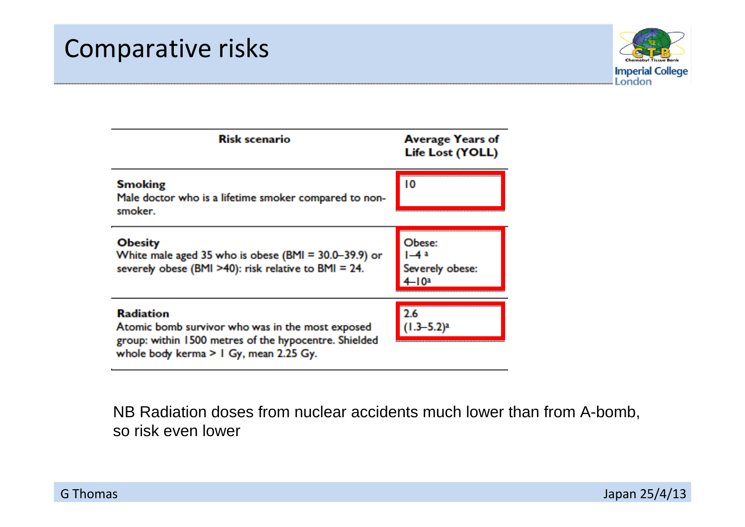# Comparative risks

| Risk scenario | Average Years of Life Lost (YOLL) |
|---|---|
| **Smoking**<br>Male doctor who is a lifetime smoker compared to non-smoker. | 10 |
| **Obesity**<br>White male aged 35 who is obese (BMI = 30.0–39.9) or severely obese (BMI >40): risk relative to BMI = 24. | Obese:<br>1–4 [a]<br>Severely obese:<br>4–10[a] |
| **Radiation**<br>Atomic bomb survivor who was in the most exposed group: within 1500 metres of the hypocentre. Shielded whole body kerma > 1 Gy, mean 2.25 Gy. | 2.6<br>(1.3–5.2)[a] |

NB Radiation doses from nuclear accidents much lower than from A-bomb, so risk even lower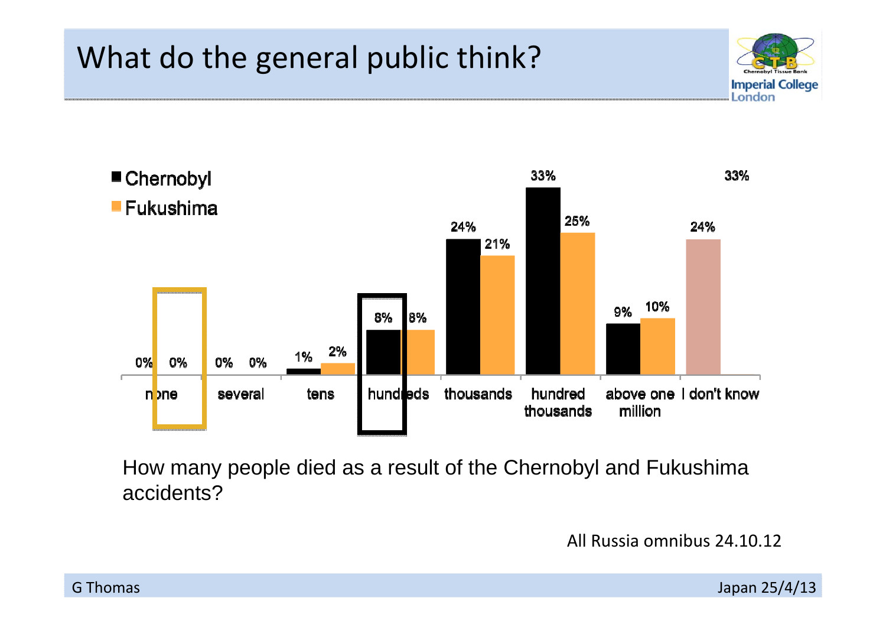# What do the general public think?

| | none | several | tens | hundreds | thousands | hundred thousands | above one million | I don't know |
|---|---|---|---|---|---|---|---|---|
| Chernobyl | 0% | 0% | 1% | 8% | 24% | 33% | 9% | 33% |
| Fukushima | 0% | 0% | 2% | 8% | 21% | 25% | 10% | 24% |

How many people died as a result of the Chernobyl and Fukushima accidents?

All Russia omnibus 24.10.12

G Thomas

Japan 25/4/13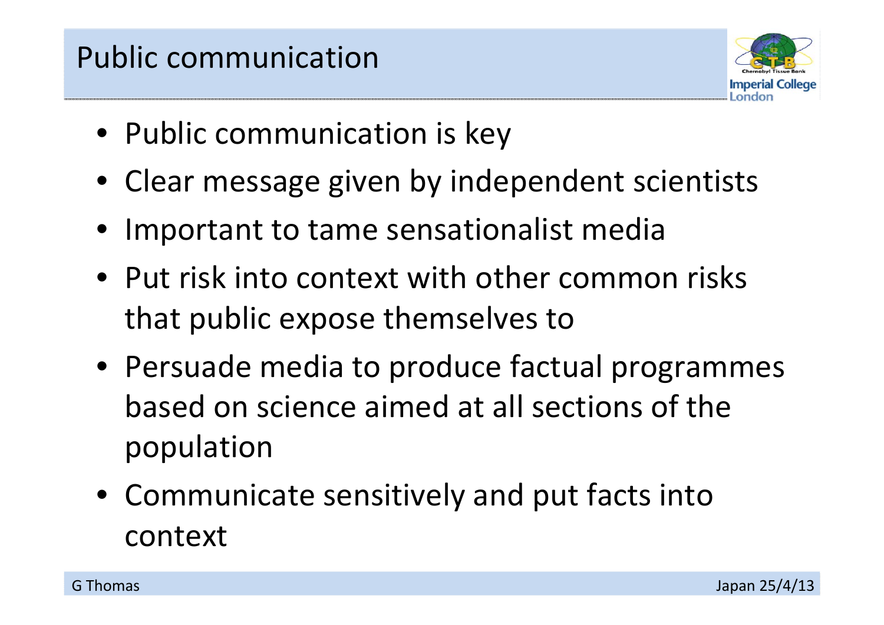# Public communication

- Public communication is key
- Clear message given by independent scientists
- Important to tame sensationalist media
- Put risk into context with other common risks that public expose themselves to
- Persuade media to produce factual programmes based on science aimed at all sections of the population
- Communicate sensitively and put facts into context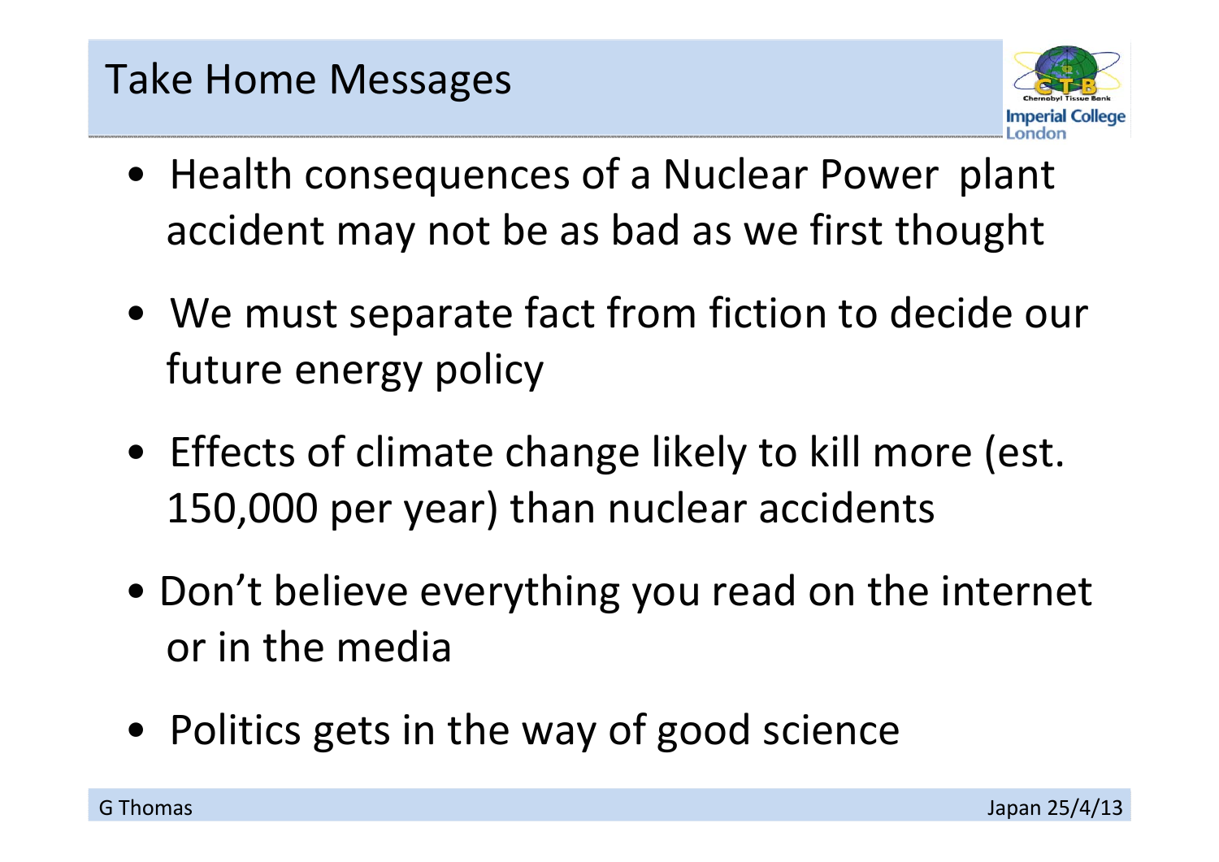# Take Home Messages

- Health consequences of a Nuclear Power plant accident may not be as bad as we first thought
- We must separate fact from fiction to decide our future energy policy
- Effects of climate change likely to kill more (est. 150,000 per year) than nuclear accidents
- Don't believe everything you read on the internet or in the media
- Politics gets in the way of good science